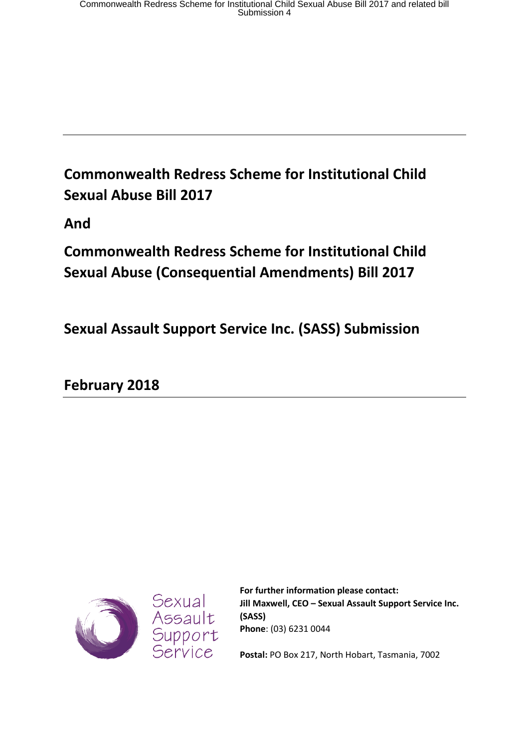# Commonwealth Redress Scheme for Institutional Child Sexual Abuse Bill 2017

# And

# Commonwealth Redress Scheme for Institutional Child Sexual Abuse (Consequential Amendments) Bill 2017

## Sexual Assault Support Service Inc. (SASS) Submission

## February 2018

Sexual Assault Support Service

**For further information please contact:**
**Jill Maxwell, CEO – Sexual Assault Support Service Inc. (SASS)**
**Phone**: (03) 6231 0044

**Postal:** PO Box 217, North Hobart, Tasmania, 7002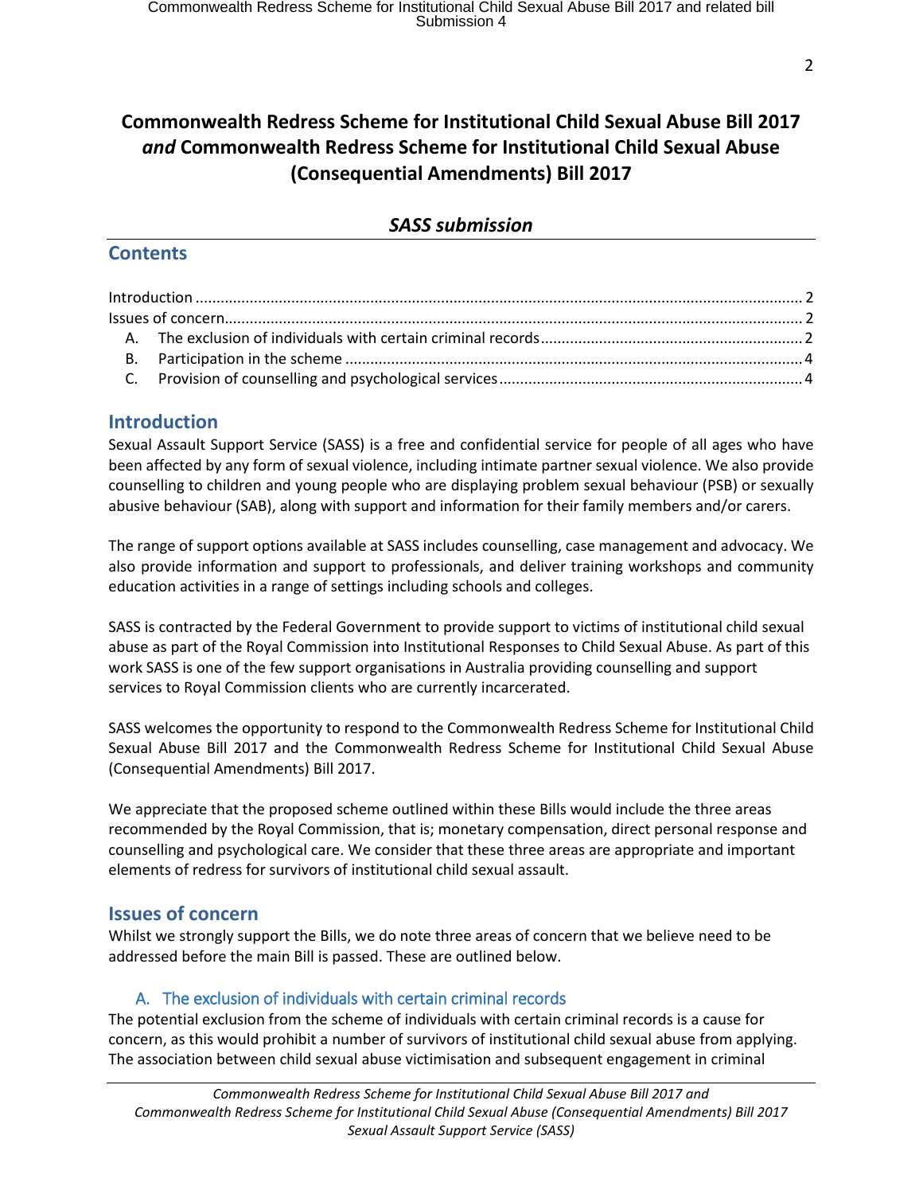# Commonwealth Redress Scheme for Institutional Child Sexual Abuse Bill 2017 *and* Commonwealth Redress Scheme for Institutional Child Sexual Abuse (Consequential Amendments) Bill 2017

## *SASS submission*

## Contents

Introduction ..... 2
Issues of concern ..... 2
A. The exclusion of individuals with certain criminal records ..... 2
B. Participation in the scheme ..... 4
C. Provision of counselling and psychological services ..... 4

## Introduction

Sexual Assault Support Service (SASS) is a free and confidential service for people of all ages who have been affected by any form of sexual violence, including intimate partner sexual violence. We also provide counselling to children and young people who are displaying problem sexual behaviour (PSB) or sexually abusive behaviour (SAB), along with support and information for their family members and/or carers.

The range of support options available at SASS includes counselling, case management and advocacy. We also provide information and support to professionals, and deliver training workshops and community education activities in a range of settings including schools and colleges.

SASS is contracted by the Federal Government to provide support to victims of institutional child sexual abuse as part of the Royal Commission into Institutional Responses to Child Sexual Abuse. As part of this work SASS is one of the few support organisations in Australia providing counselling and support services to Royal Commission clients who are currently incarcerated.

SASS welcomes the opportunity to respond to the Commonwealth Redress Scheme for Institutional Child Sexual Abuse Bill 2017 and the Commonwealth Redress Scheme for Institutional Child Sexual Abuse (Consequential Amendments) Bill 2017.

We appreciate that the proposed scheme outlined within these Bills would include the three areas recommended by the Royal Commission, that is; monetary compensation, direct personal response and counselling and psychological care. We consider that these three areas are appropriate and important elements of redress for survivors of institutional child sexual assault.

## Issues of concern

Whilst we strongly support the Bills, we do note three areas of concern that we believe need to be addressed before the main Bill is passed. These are outlined below.

### A. The exclusion of individuals with certain criminal records

The potential exclusion from the scheme of individuals with certain criminal records is a cause for concern, as this would prohibit a number of survivors of institutional child sexual abuse from applying. The association between child sexual abuse victimisation and subsequent engagement in criminal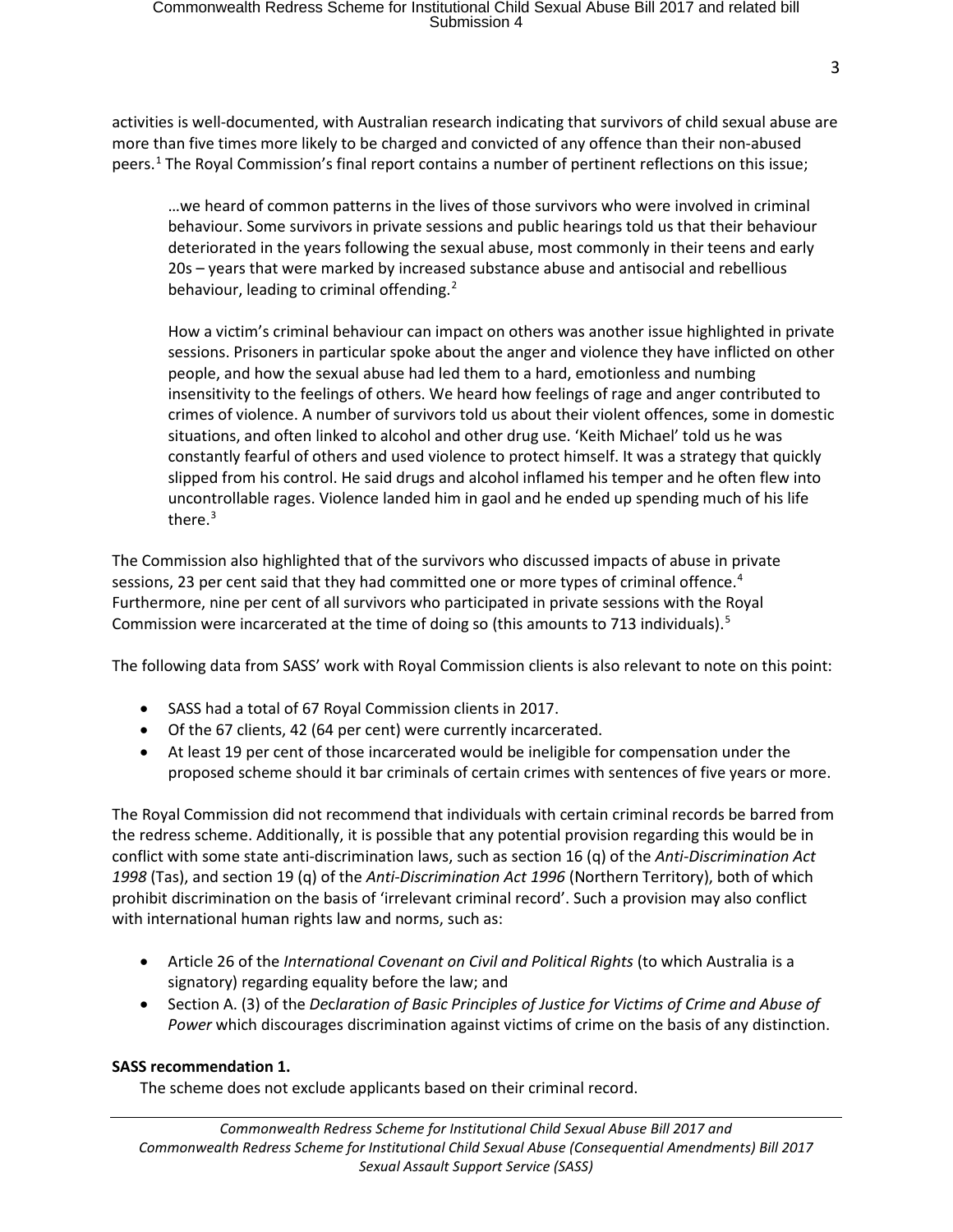activities is well-documented, with Australian research indicating that survivors of child sexual abuse are more than five times more likely to be charged and convicted of any offence than their non-abused peers.[1] The Royal Commission's final report contains a number of pertinent reflections on this issue;

> …we heard of common patterns in the lives of those survivors who were involved in criminal behaviour. Some survivors in private sessions and public hearings told us that their behaviour deteriorated in the years following the sexual abuse, most commonly in their teens and early 20s – years that were marked by increased substance abuse and antisocial and rebellious behaviour, leading to criminal offending.[2]
>
> How a victim's criminal behaviour can impact on others was another issue highlighted in private sessions. Prisoners in particular spoke about the anger and violence they have inflicted on other people, and how the sexual abuse had led them to a hard, emotionless and numbing insensitivity to the feelings of others. We heard how feelings of rage and anger contributed to crimes of violence. A number of survivors told us about their violent offences, some in domestic situations, and often linked to alcohol and other drug use. 'Keith Michael' told us he was constantly fearful of others and used violence to protect himself. It was a strategy that quickly slipped from his control. He said drugs and alcohol inflamed his temper and he often flew into uncontrollable rages. Violence landed him in gaol and he ended up spending much of his life there.[3]

The Commission also highlighted that of the survivors who discussed impacts of abuse in private sessions, 23 per cent said that they had committed one or more types of criminal offence.[4] Furthermore, nine per cent of all survivors who participated in private sessions with the Royal Commission were incarcerated at the time of doing so (this amounts to 713 individuals).[5]

The following data from SASS' work with Royal Commission clients is also relevant to note on this point:

- SASS had a total of 67 Royal Commission clients in 2017.
- Of the 67 clients, 42 (64 per cent) were currently incarcerated.
- At least 19 per cent of those incarcerated would be ineligible for compensation under the proposed scheme should it bar criminals of certain crimes with sentences of five years or more.

The Royal Commission did not recommend that individuals with certain criminal records be barred from the redress scheme. Additionally, it is possible that any potential provision regarding this would be in conflict with some state anti-discrimination laws, such as section 16 (q) of the *Anti-Discrimination Act 1998* (Tas), and section 19 (q) of the *Anti-Discrimination Act 1996* (Northern Territory), both of which prohibit discrimination on the basis of 'irrelevant criminal record'. Such a provision may also conflict with international human rights law and norms, such as:

- Article 26 of the *International Covenant on Civil and Political Rights* (to which Australia is a signatory) regarding equality before the law; and
- Section A. (3) of the *Declaration of Basic Principles of Justice for Victims of Crime and Abuse of Power* which discourages discrimination against victims of crime on the basis of any distinction.

**SASS recommendation 1.**

The scheme does not exclude applicants based on their criminal record.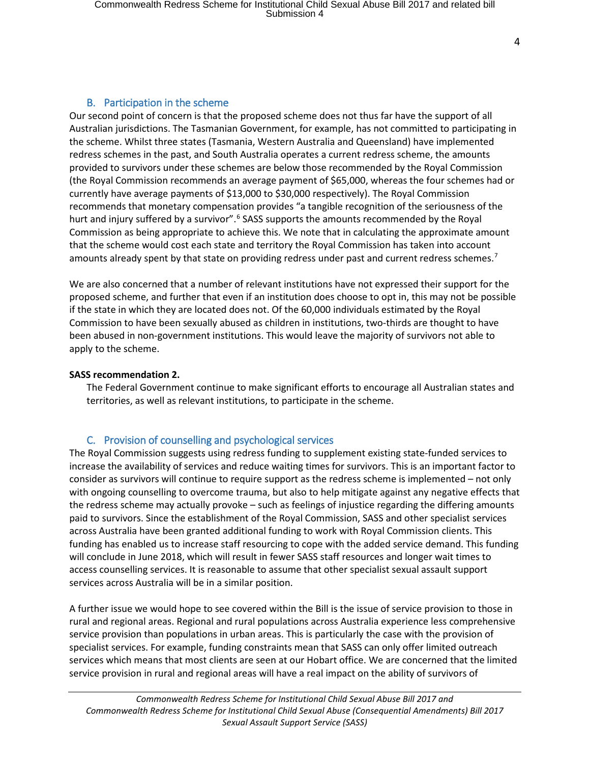## B. Participation in the scheme

Our second point of concern is that the proposed scheme does not thus far have the support of all Australian jurisdictions. The Tasmanian Government, for example, has not committed to participating in the scheme. Whilst three states (Tasmania, Western Australia and Queensland) have implemented redress schemes in the past, and South Australia operates a current redress scheme, the amounts provided to survivors under these schemes are below those recommended by the Royal Commission (the Royal Commission recommends an average payment of $65,000, whereas the four schemes had or currently have average payments of $13,000 to $30,000 respectively). The Royal Commission recommends that monetary compensation provides "a tangible recognition of the seriousness of the hurt and injury suffered by a survivor".[6] SASS supports the amounts recommended by the Royal Commission as being appropriate to achieve this. We note that in calculating the approximate amount that the scheme would cost each state and territory the Royal Commission has taken into account amounts already spent by that state on providing redress under past and current redress schemes.[7]

We are also concerned that a number of relevant institutions have not expressed their support for the proposed scheme, and further that even if an institution does choose to opt in, this may not be possible if the state in which they are located does not. Of the 60,000 individuals estimated by the Royal Commission to have been sexually abused as children in institutions, two-thirds are thought to have been abused in non-government institutions. This would leave the majority of survivors not able to apply to the scheme.

**SASS recommendation 2.**

The Federal Government continue to make significant efforts to encourage all Australian states and territories, as well as relevant institutions, to participate in the scheme.

## C. Provision of counselling and psychological services

The Royal Commission suggests using redress funding to supplement existing state-funded services to increase the availability of services and reduce waiting times for survivors. This is an important factor to consider as survivors will continue to require support as the redress scheme is implemented – not only with ongoing counselling to overcome trauma, but also to help mitigate against any negative effects that the redress scheme may actually provoke – such as feelings of injustice regarding the differing amounts paid to survivors. Since the establishment of the Royal Commission, SASS and other specialist services across Australia have been granted additional funding to work with Royal Commission clients. This funding has enabled us to increase staff resourcing to cope with the added service demand. This funding will conclude in June 2018, which will result in fewer SASS staff resources and longer wait times to access counselling services. It is reasonable to assume that other specialist sexual assault support services across Australia will be in a similar position.

A further issue we would hope to see covered within the Bill is the issue of service provision to those in rural and regional areas. Regional and rural populations across Australia experience less comprehensive service provision than populations in urban areas. This is particularly the case with the provision of specialist services. For example, funding constraints mean that SASS can only offer limited outreach services which means that most clients are seen at our Hobart office. We are concerned that the limited service provision in rural and regional areas will have a real impact on the ability of survivors of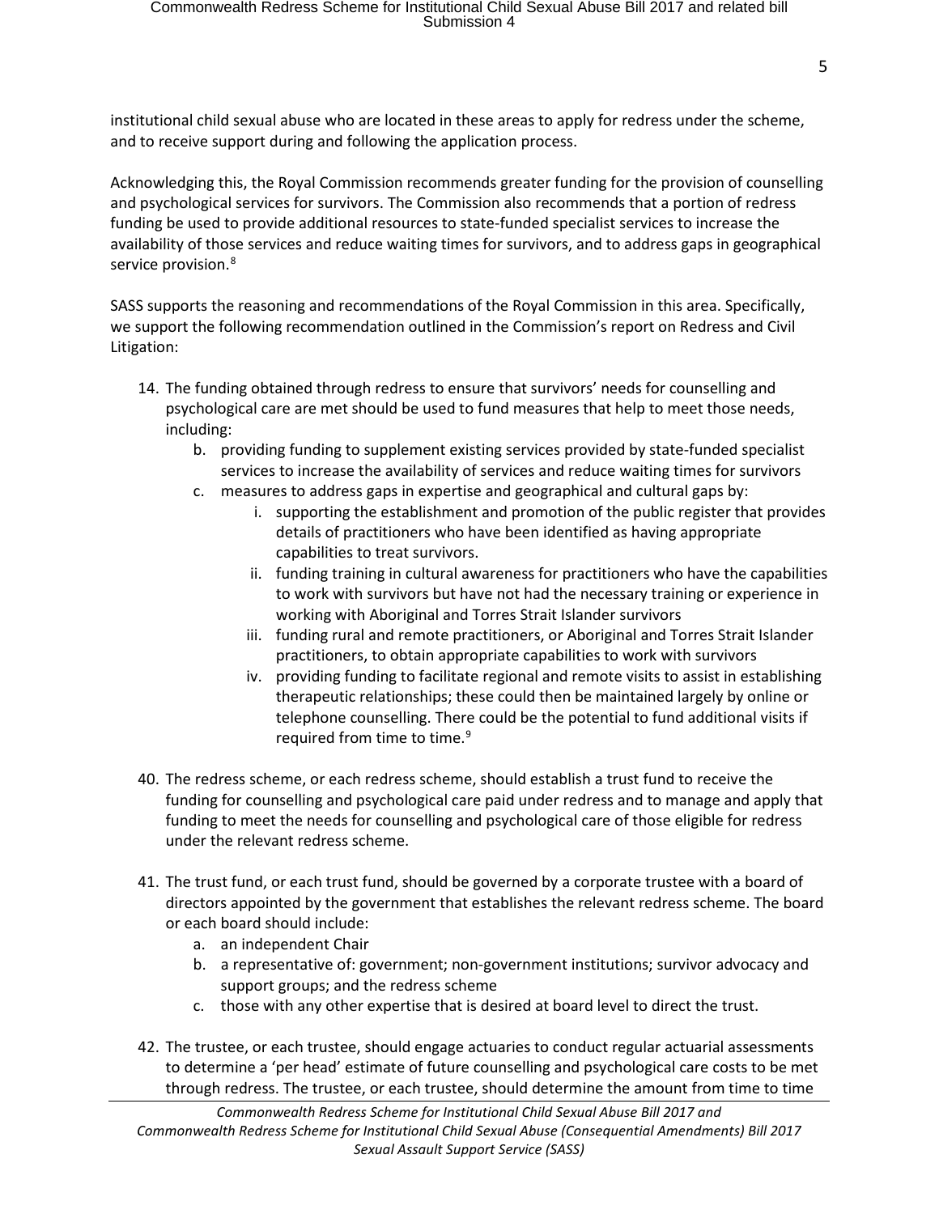institutional child sexual abuse who are located in these areas to apply for redress under the scheme, and to receive support during and following the application process.

Acknowledging this, the Royal Commission recommends greater funding for the provision of counselling and psychological services for survivors. The Commission also recommends that a portion of redress funding be used to provide additional resources to state-funded specialist services to increase the availability of those services and reduce waiting times for survivors, and to address gaps in geographical service provision.[8]

SASS supports the reasoning and recommendations of the Royal Commission in this area. Specifically, we support the following recommendation outlined in the Commission's report on Redress and Civil Litigation:

14. The funding obtained through redress to ensure that survivors' needs for counselling and psychological care are met should be used to fund measures that help to meet those needs, including:
    b. providing funding to supplement existing services provided by state-funded specialist services to increase the availability of services and reduce waiting times for survivors
    c. measures to address gaps in expertise and geographical and cultural gaps by:
        i. supporting the establishment and promotion of the public register that provides details of practitioners who have been identified as having appropriate capabilities to treat survivors.
        ii. funding training in cultural awareness for practitioners who have the capabilities to work with survivors but have not had the necessary training or experience in working with Aboriginal and Torres Strait Islander survivors
        iii. funding rural and remote practitioners, or Aboriginal and Torres Strait Islander practitioners, to obtain appropriate capabilities to work with survivors
        iv. providing funding to facilitate regional and remote visits to assist in establishing therapeutic relationships; these could then be maintained largely by online or telephone counselling. There could be the potential to fund additional visits if required from time to time.[9]

40. The redress scheme, or each redress scheme, should establish a trust fund to receive the funding for counselling and psychological care paid under redress and to manage and apply that funding to meet the needs for counselling and psychological care of those eligible for redress under the relevant redress scheme.

41. The trust fund, or each trust fund, should be governed by a corporate trustee with a board of directors appointed by the government that establishes the relevant redress scheme. The board or each board should include:
    a. an independent Chair
    b. a representative of: government; non-government institutions; survivor advocacy and support groups; and the redress scheme
    c. those with any other expertise that is desired at board level to direct the trust.

42. The trustee, or each trustee, should engage actuaries to conduct regular actuarial assessments to determine a 'per head' estimate of future counselling and psychological care costs to be met through redress. The trustee, or each trustee, should determine the amount from time to time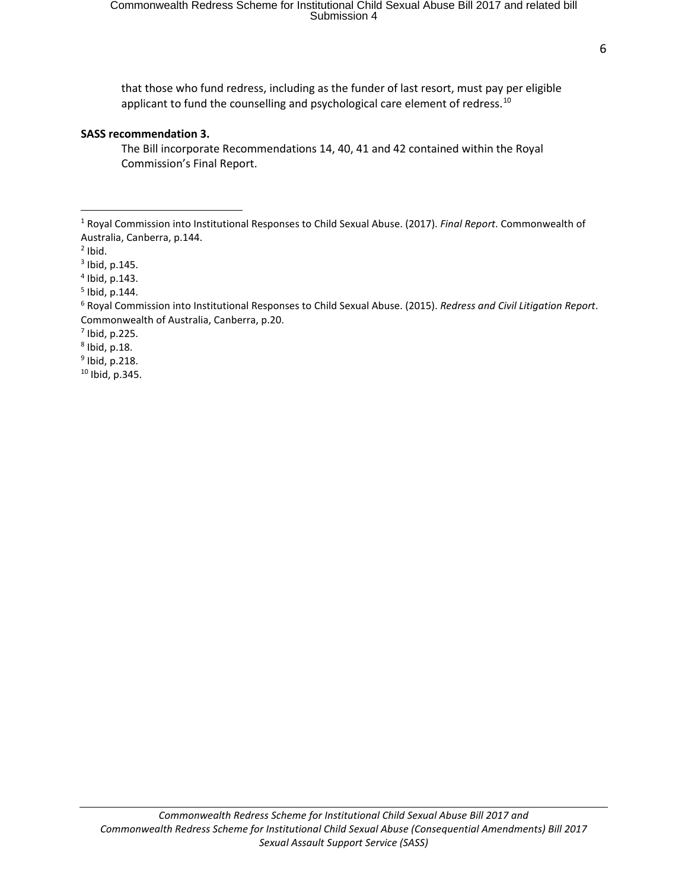that those who fund redress, including as the funder of last resort, must pay per eligible applicant to fund the counselling and psychological care element of redress.[10]

**SASS recommendation 3.**

The Bill incorporate Recommendations 14, 40, 41 and 42 contained within the Royal Commission's Final Report.

---

[1] Royal Commission into Institutional Responses to Child Sexual Abuse. (2017). *Final Report*. Commonwealth of Australia, Canberra, p.144.

[2] Ibid.

[3] Ibid, p.145.

[4] Ibid, p.143.

[5] Ibid, p.144.

[6] Royal Commission into Institutional Responses to Child Sexual Abuse. (2015). *Redress and Civil Litigation Report*. Commonwealth of Australia, Canberra, p.20.

[7] Ibid, p.225.

[8] Ibid, p.18.

[9] Ibid, p.218.

[10] Ibid, p.345.